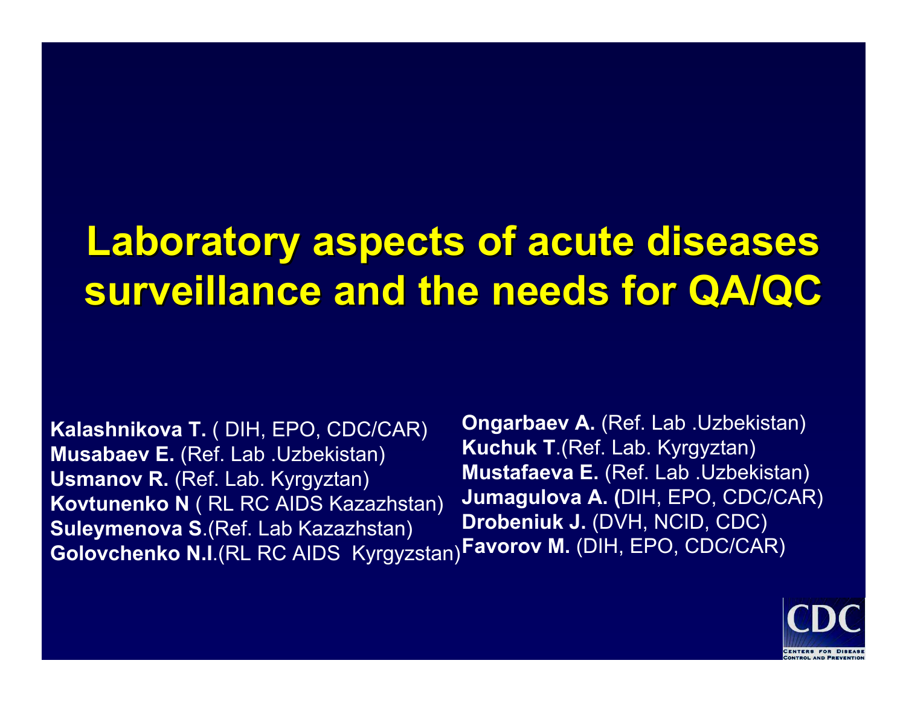# Laboratory aspects of acute diseases surveillance and the needs for QA/QC

**Kalashnikova T.** ( DIH, EPO, CDC/CAR)
**Musabaev E.** (Ref. Lab .Uzbekistan)
**Usmanov R.** (Ref. Lab. Kyrgyztan)
**Kovtunenko N** ( RL RC AIDS Kazazhstan)
**Suleymenova S**.(Ref. Lab Kazazhstan)
**Golovchenko N.I**.(RL RC AIDS Kyrgyzstan)
**Ongarbaev A.** (Ref. Lab .Uzbekistan)
**Kuchuk T**.(Ref. Lab. Kyrgyztan)
**Mustafaeva E.** (Ref. Lab .Uzbekistan)
**Jumagulova A. (**DIH, EPO, CDC/CAR)
**Drobeniuk J.** (DVH, NCID, CDC)
**Favorov M.** (DIH, EPO, CDC/CAR)

CDC
CENTERS FOR DISEASE CONTROL AND PREVENTION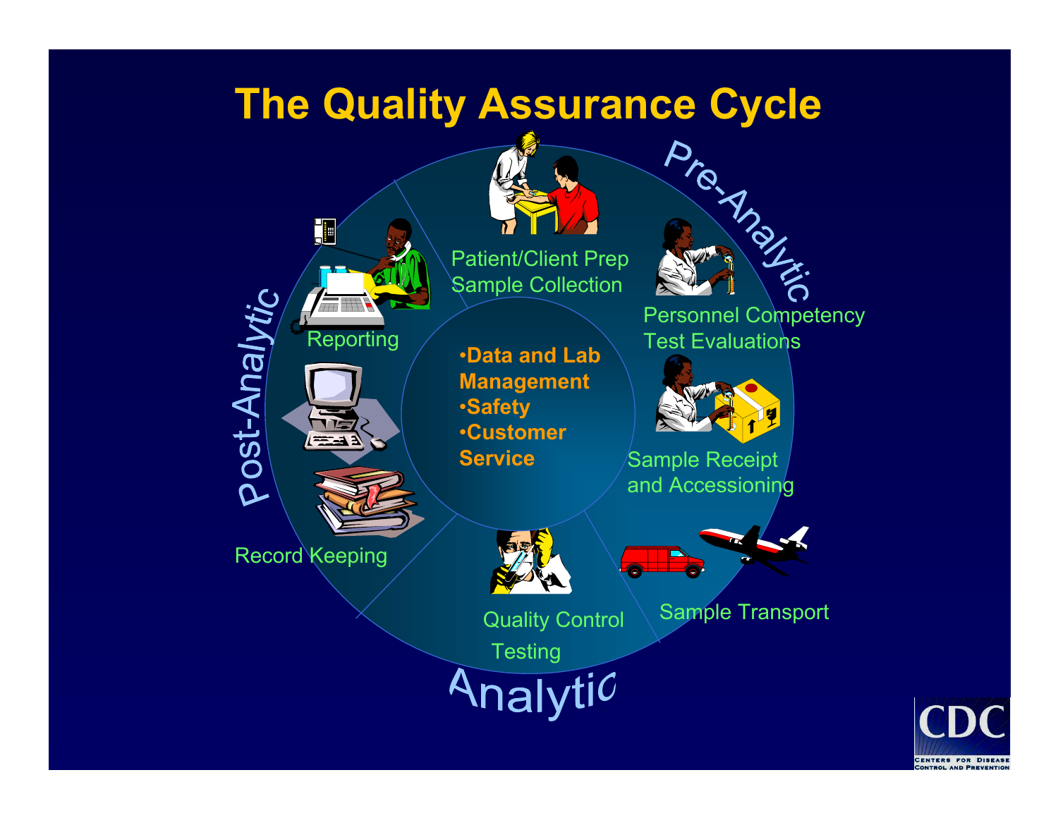# The Quality Assurance Cycle

Pre-Analytic

- Patient/Client Prep
- Sample Collection
- Personnel Competency
- Test Evaluations
- Sample Receipt and Accessioning
- Sample Transport

Analytic

- Quality Control Testing

Post-Analytic

- Record Keeping
- Reporting

•Data and Lab Management
•Safety
•Customer Service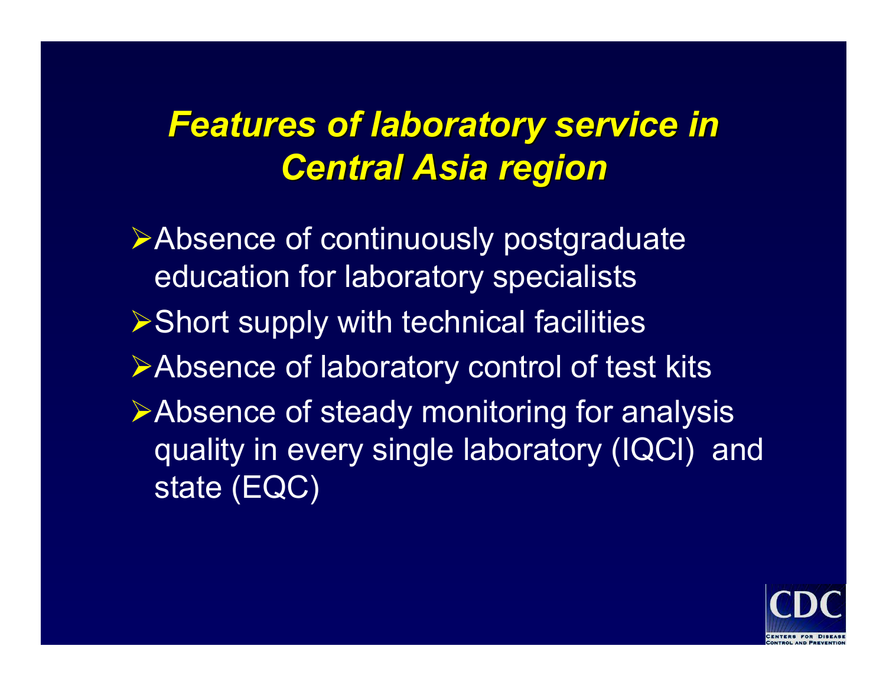# *Features of laboratory service in Central Asia region*

- Absence of continuously postgraduate education for laboratory specialists
- Short supply with technical facilities
- Absence of laboratory control of test kits
- Absence of steady monitoring for analysis quality in every single laboratory (IQCI) and state (EQC)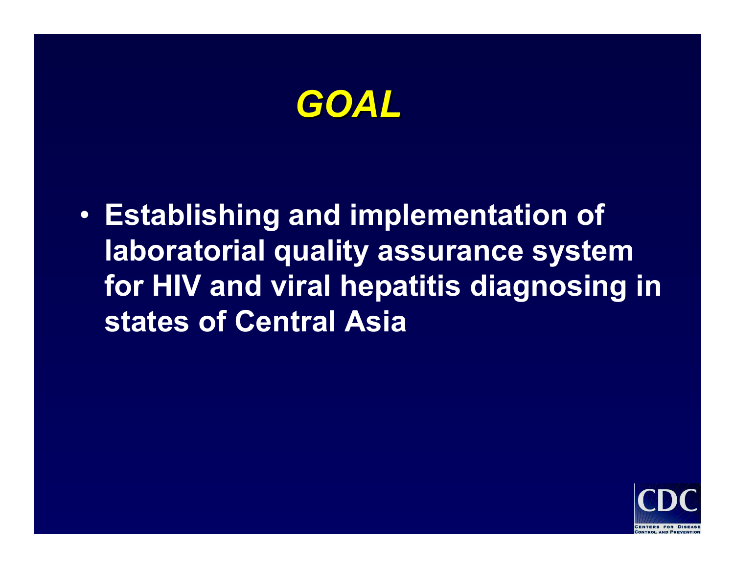# *GOAL*

- **Establishing and implementation of laboratorial quality assurance system for HIV and viral hepatitis diagnosing in states of Central Asia**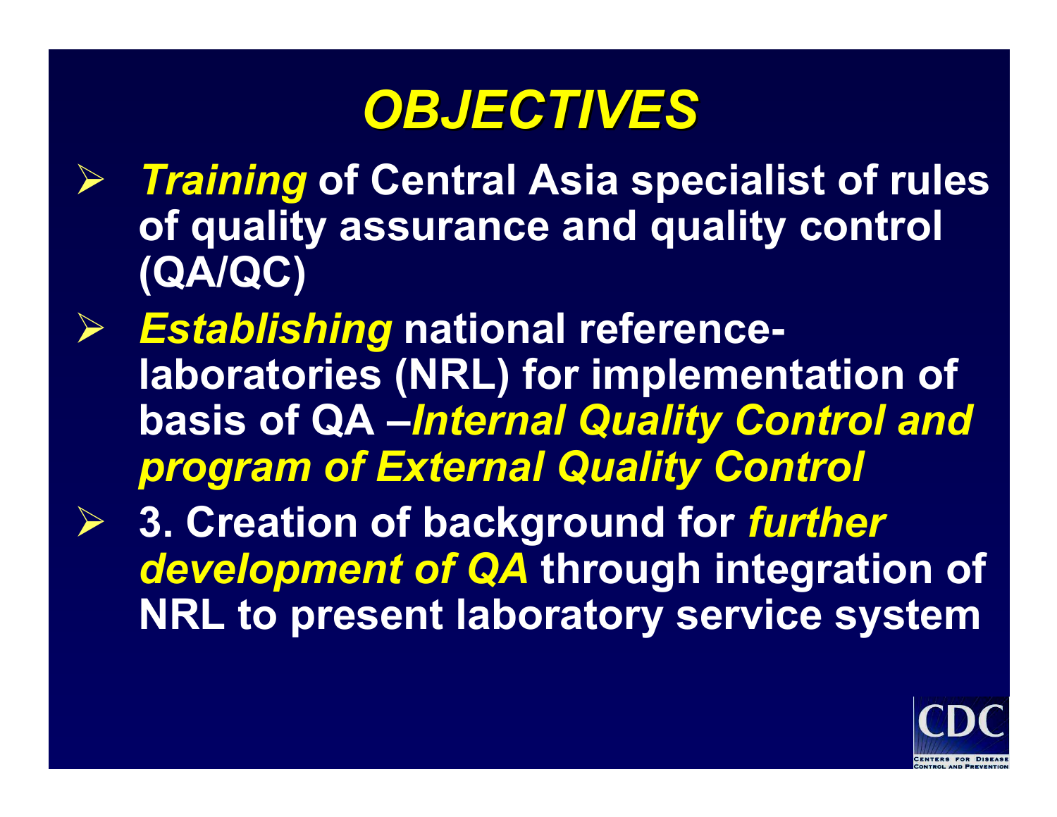# *OBJECTIVES*

- ***Training*** **of Central Asia specialist of rules of quality assurance and quality control (QA/QC)**
- ***Establishing*** **national reference-laboratories (NRL) for implementation of basis of QA –*****Internal Quality Control and program of External Quality Control***
- **3. Creation of background for** ***further development of QA*** **through integration of NRL to present laboratory service system**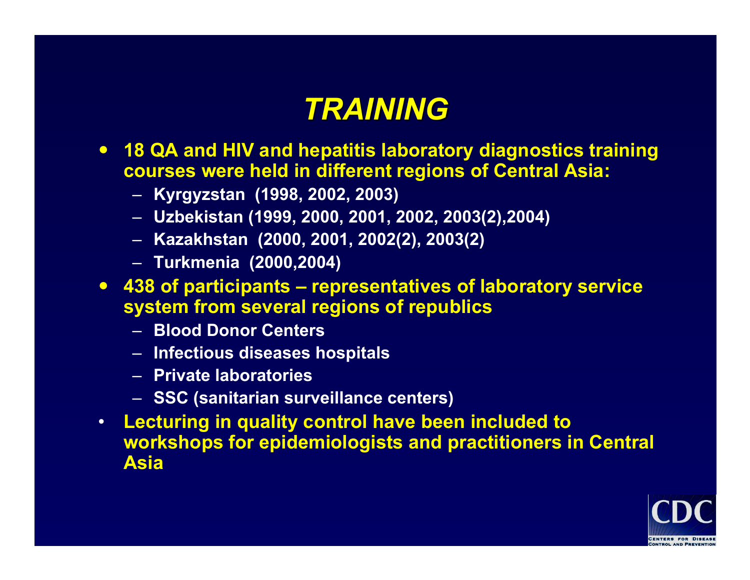# TRAINING

- **18 QA and HIV and hepatitis laboratory diagnostics training courses were held in different regions of Central Asia:**
  - **Kyrgyzstan (1998, 2002, 2003)**
  - **Uzbekistan (1999, 2000, 2001, 2002, 2003(2),2004)**
  - **Kazakhstan (2000, 2001, 2002(2), 2003(2)**
  - **Turkmenia (2000,2004)**
- **438 of participants – representatives of laboratory service system from several regions of republics**
  - **Blood Donor Centers**
  - **Infectious diseases hospitals**
  - **Private laboratories**
  - **SSC (sanitarian surveillance centers)**
- **Lecturing in quality control have been included to workshops for epidemiologists and practitioners in Central Asia**

CDC
CENTERS FOR DISEASE CONTROL AND PREVENTION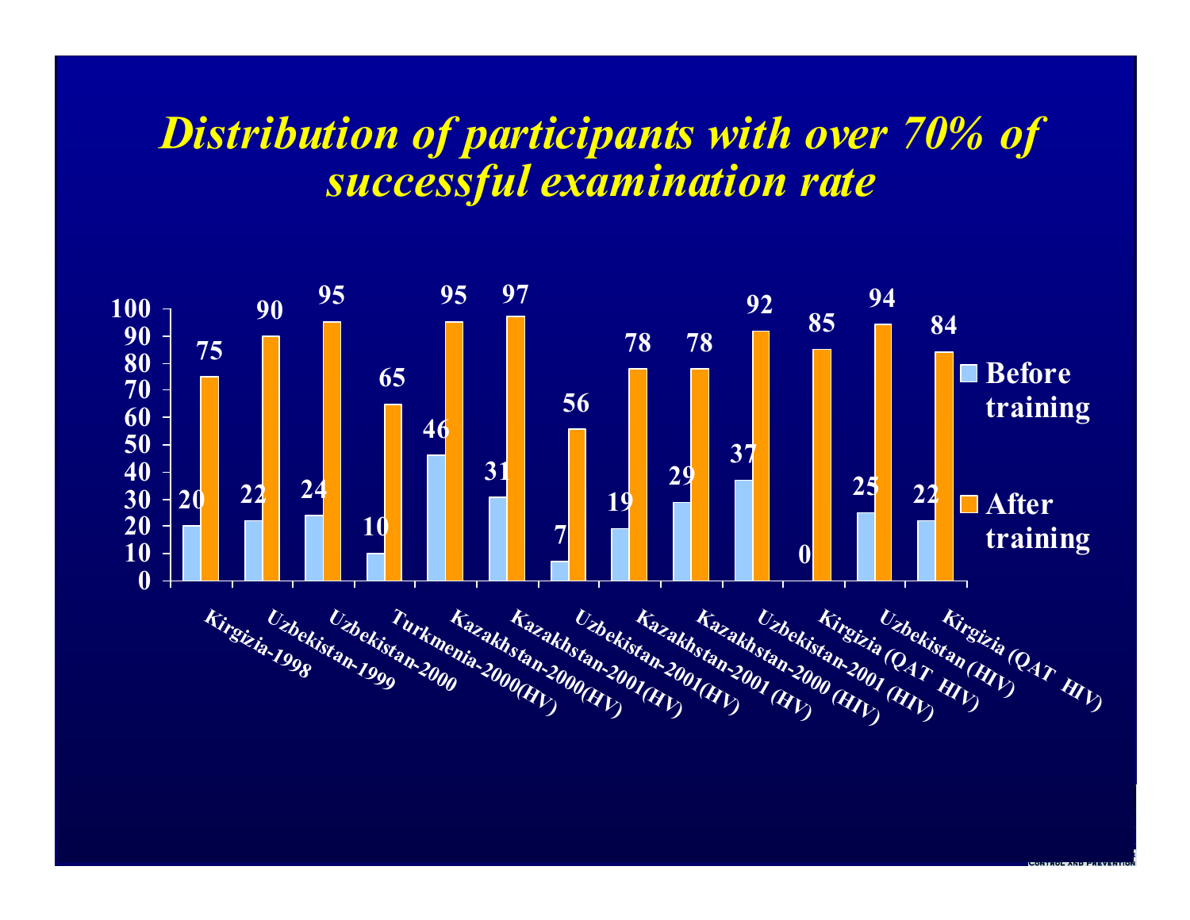# *Distribution of participants with over 70% of successful examination rate*

| | Before training | After training |
|---|---|---|
| Kirgizia-1998 | 20 | 75 |
| Uzbekistan-1999 | 22 | 90 |
| Uzbekistan-2000 | 24 | 95 |
| Turkmenia-2000(HV) | 10 | 65 |
| Kazakhstan-2000(HV) | 46 | 95 |
| Kazakhstan-2001(HV) | 31 | 97 |
| Uzbekistan-2001(HV) | 7 | 56 |
| Kazakhstan-2001 (HV) | 19 | 78 |
| Kazakhstan-2000 (HIV) | 29 | 78 |
| Uzbekistan-2001 (HIV) | 37 | 92 |
| Kirgizia (QAT HIV) | 0 | 85 |
| Uzbekistan (HIV) | 25 | 94 |
| Kirgizia (QAT HIV) | 22 | 84 |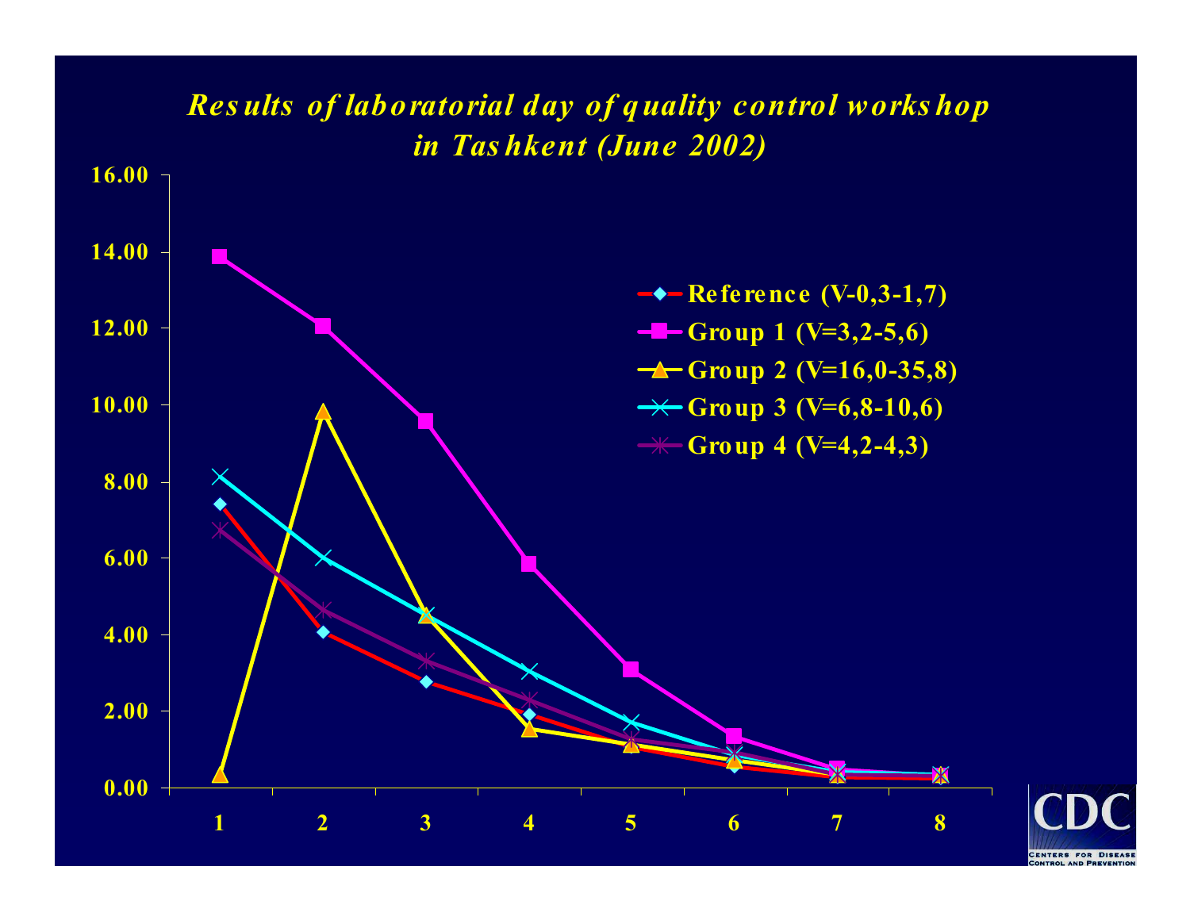# *Results of laboratorial day of quality control workshop in Tashkent (June 2002)*

- Reference (V-0,3-1,7)
- Group 1 (V=3,2-5,6)
- Group 2 (V=16,0-35,8)
- Group 3 (V=6,8-10,6)
- Group 4 (V=4,2-4,3)

Y-axis: 0.00, 2.00, 4.00, 6.00, 8.00, 10.00, 12.00, 14.00, 16.00

X-axis: 1, 2, 3, 4, 5, 6, 7, 8

CDC
CENTERS FOR DISEASE CONTROL AND PREVENTION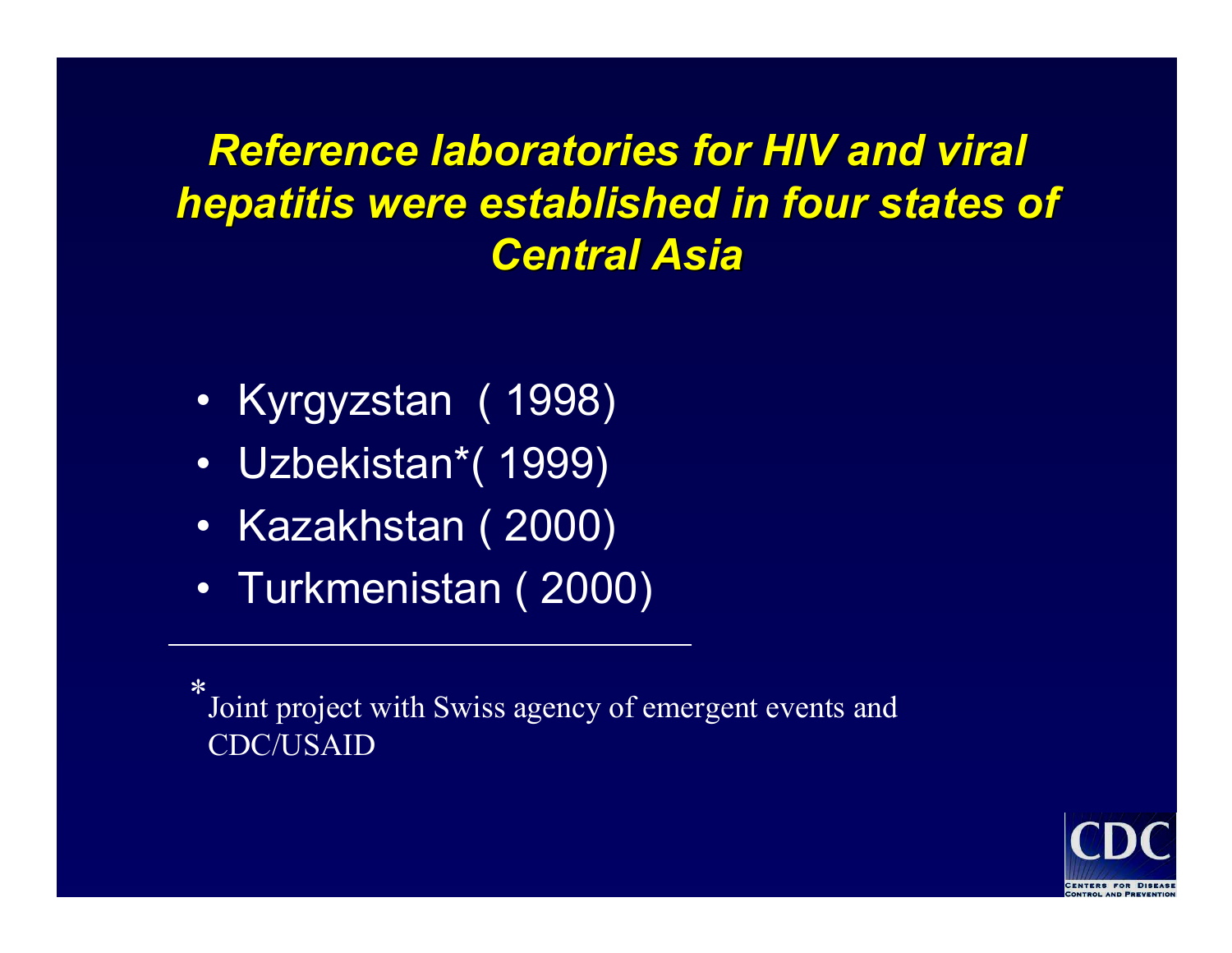## *Reference laboratories for HIV and viral hepatitis were established in four states of Central Asia*

- Kyrgyzstan ( 1998)
- Uzbekistan*( 1999)
- Kazakhstan ( 2000)
- Turkmenistan ( 2000)

---

*Joint project with Swiss agency of emergent events and CDC/USAID

CDC
CENTERS FOR DISEASE CONTROL AND PREVENTION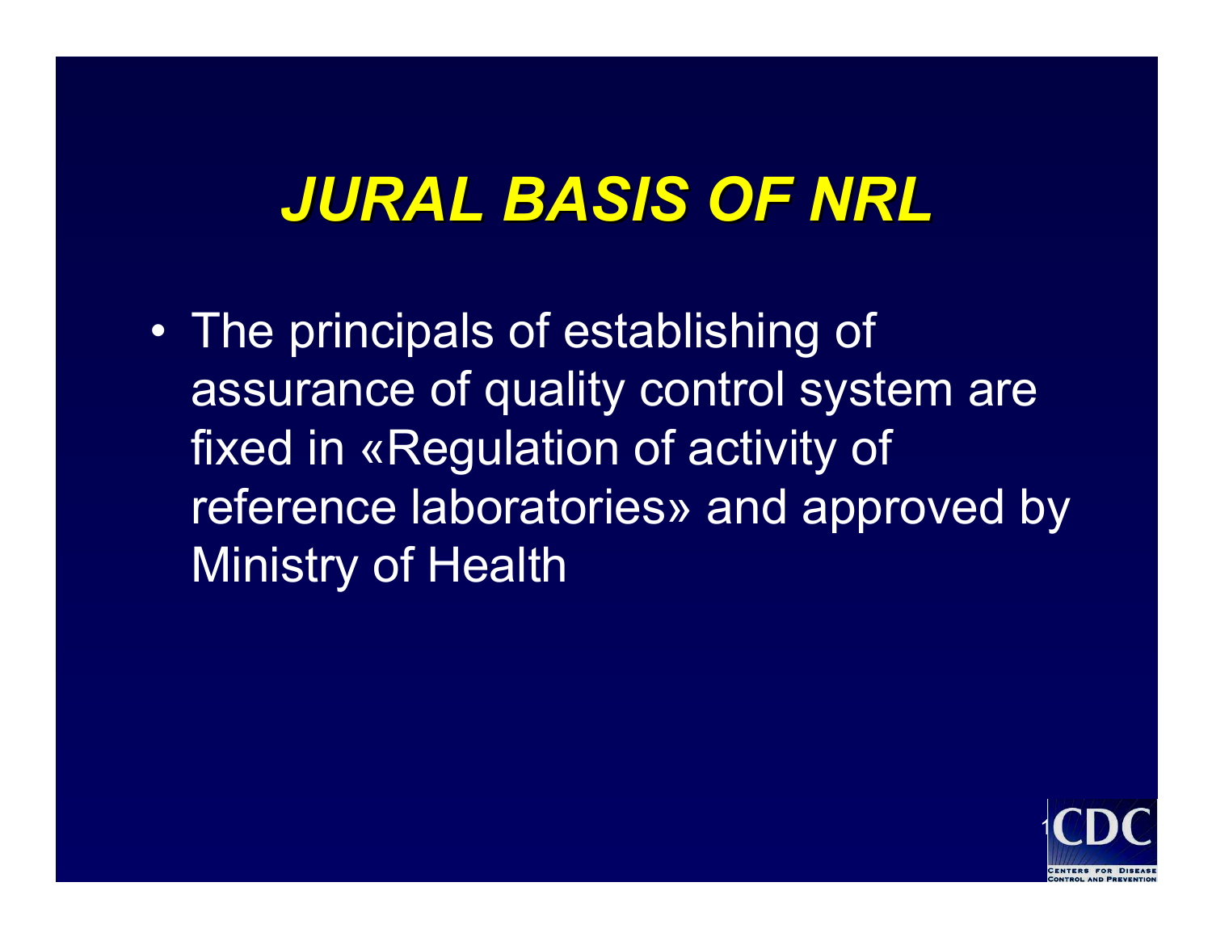# *JURAL BASIS OF NRL*

- The principals of establishing of assurance of quality control system are fixed in «Regulation of activity of reference laboratories» and approved by Ministry of Health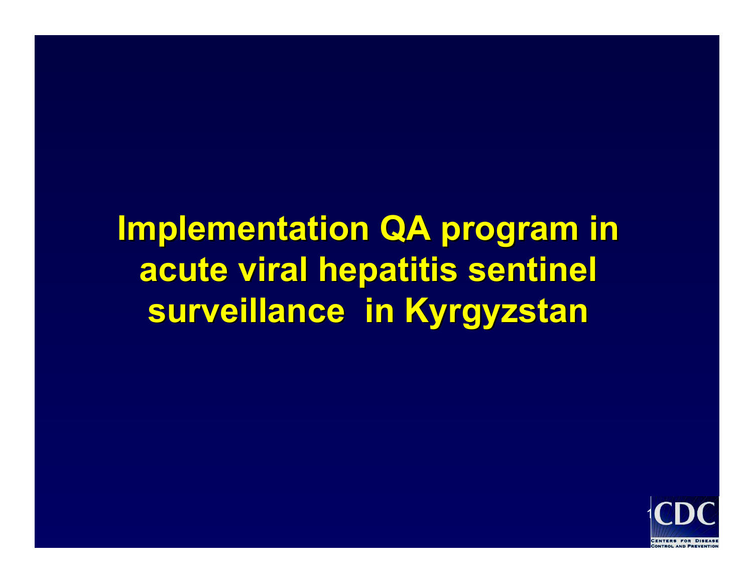# Implementation QA program in acute viral hepatitis sentinel surveillance in Kyrgyzstan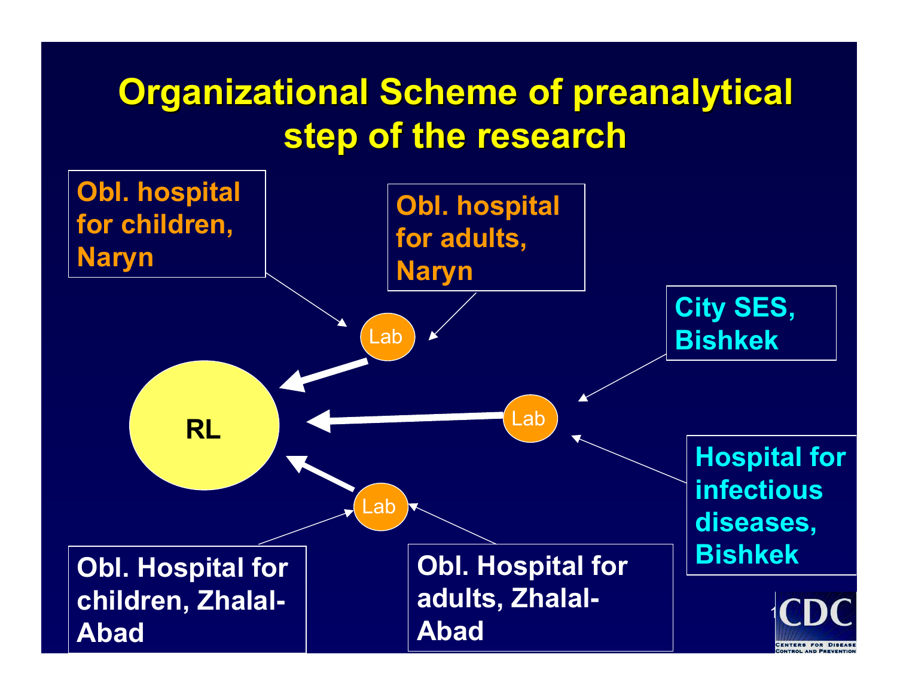# Organizational Scheme of preanalytical step of the research

Obl. hospital for children, Naryn

Obl. hospital for adults, Naryn

City SES, Bishkek

Hospital for infectious diseases, Bishkek

Obl. Hospital for children, Zhalal-Abad

Obl. Hospital for adults, Zhalal-Abad

Lab

Lab

Lab

RL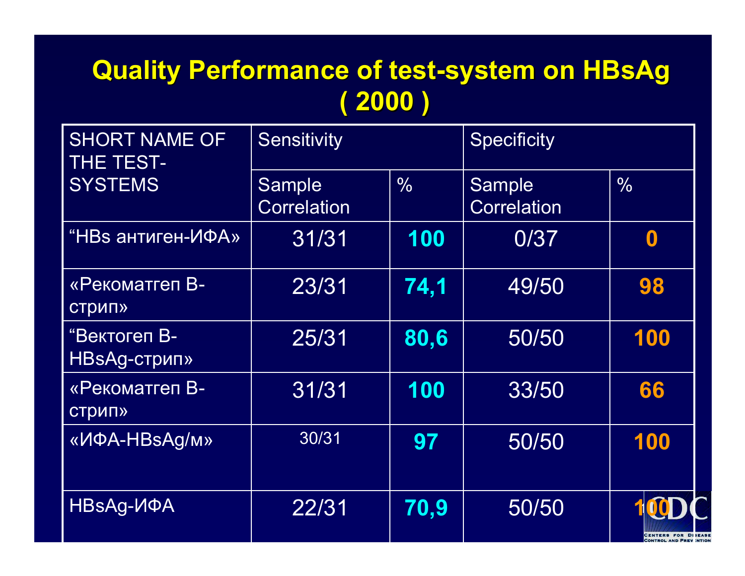# Quality Performance of test-system on HBsAg ( 2000 )

| SHORT NAME OF THE TEST-SYSTEMS | Sensitivity | | Specificity | |
|---|---|---|---|---|
| | Sample Correlation | % | Sample Correlation | % |
| “HBs антиген-ИФА» | 31/31 | **100** | 0/37 | **0** |
| «Рекоматгеп В-стрип» | 23/31 | **74,1** | 49/50 | **98** |
| “Вектогеп В-HBsAg-стрип» | 25/31 | **80,6** | 50/50 | **100** |
| «Рекоматгеп В-стрип» | 31/31 | **100** | 33/50 | **66** |
| «ИФА-HBsAg/м» | 30/31 | **97** | 50/50 | **100** |
| HBsAg-ИФА | 22/31 | **70,9** | 50/50 | **100** |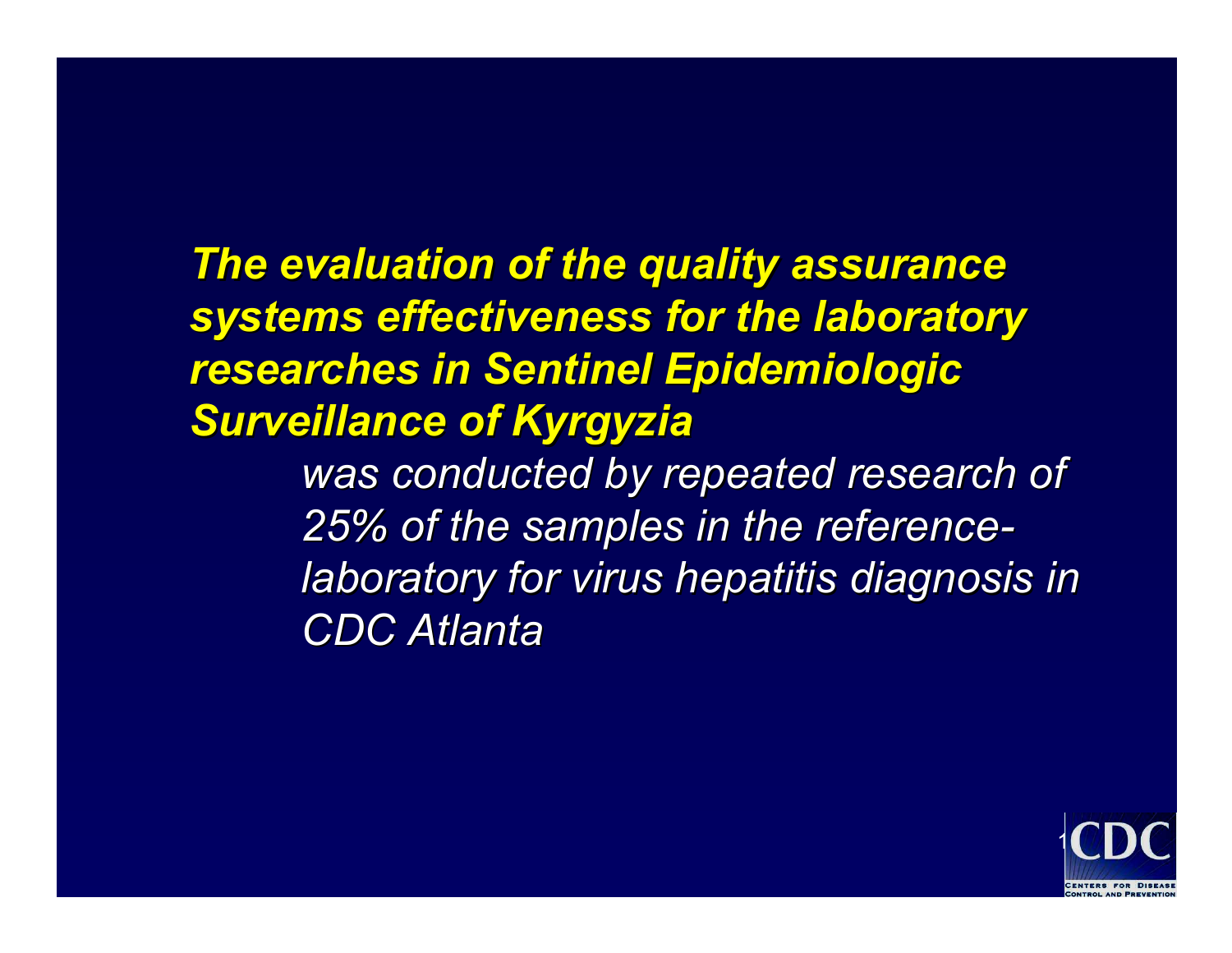***The evaluation of the quality assurance systems effectiveness for the laboratory researches in Sentinel Epidemiologic Surveillance of Kyrgyzia***

*was conducted by repeated research of 25% of the samples in the reference-laboratory for virus hepatitis diagnosis in CDC Atlanta*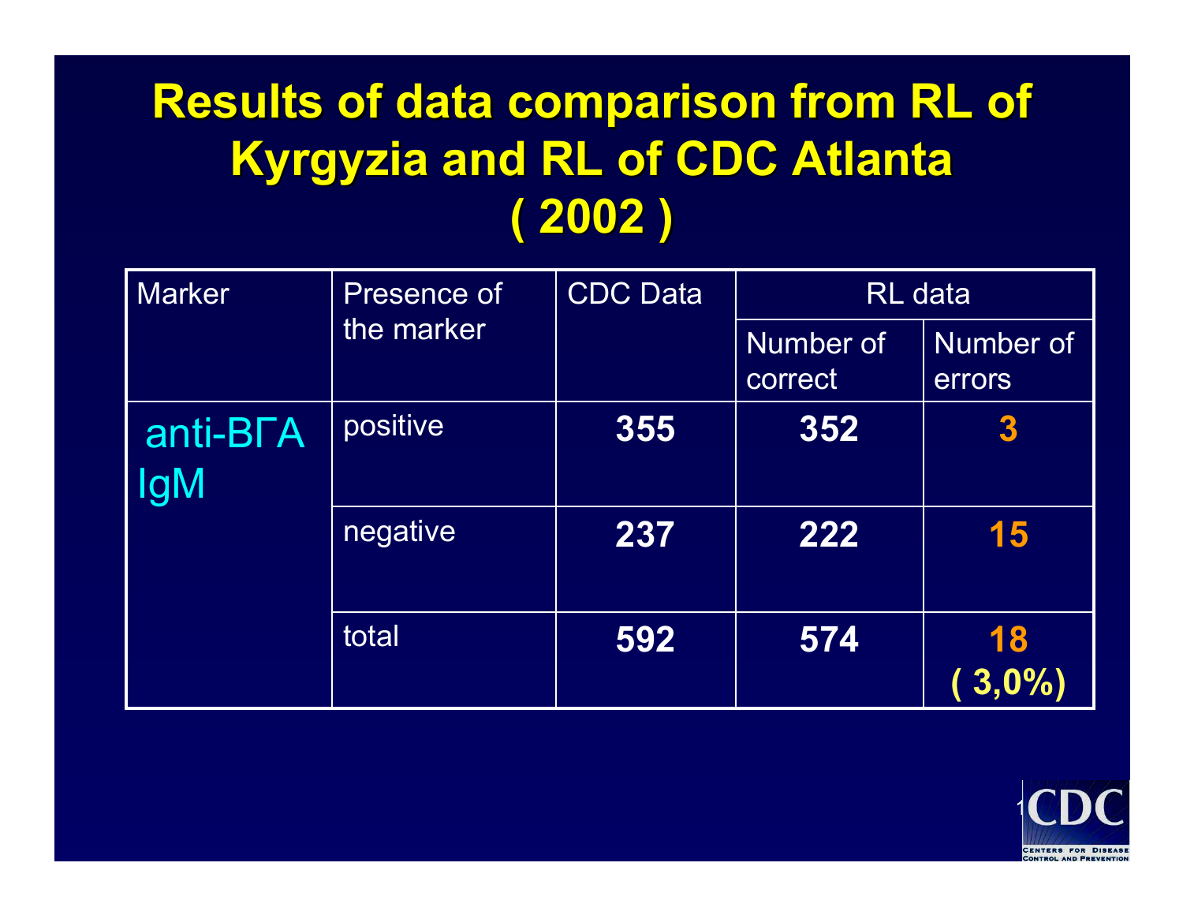# Results of data comparison from RL of Kyrgyzia and RL of CDC Atlanta ( 2002 )

| Marker | Presence of the marker | CDC Data | RL data | |
|---|---|---|---|---|
| | | | Number of correct | Number of errors |
| anti-ВГА IgM | positive | **355** | **352** | **3** |
| | negative | **237** | **222** | **15** |
| | total | **592** | **574** | **18 ( 3,0%)** |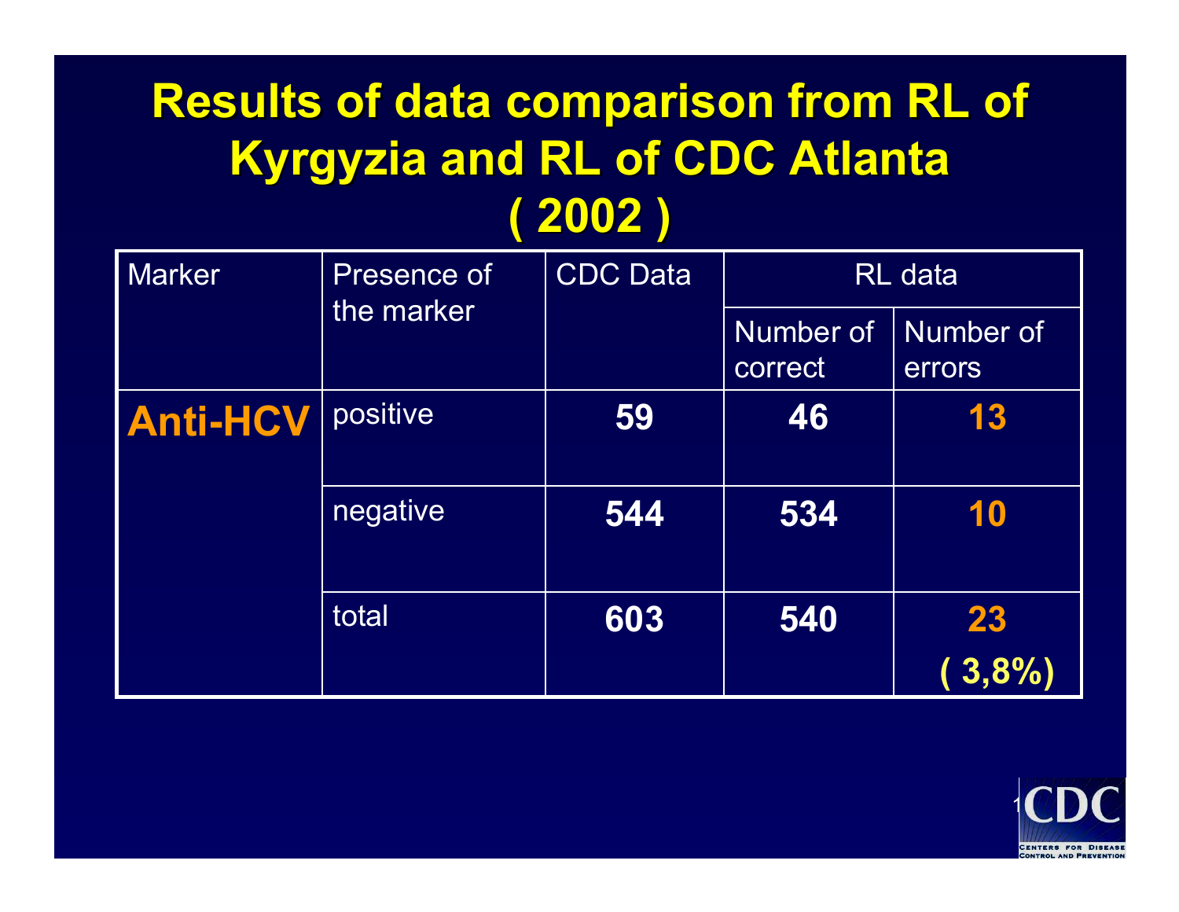# Results of data comparison from RL of Kyrgyzia and RL of CDC Atlanta ( 2002 )

| Marker | Presence of the marker | CDC Data | RL data | |
|---|---|---|---|---|
| | | | Number of correct | Number of errors |
| **Anti-HCV** | positive | **59** | **46** | **13** |
| | negative | **544** | **534** | **10** |
| | total | **603** | **540** | **23 ( 3,8%)** |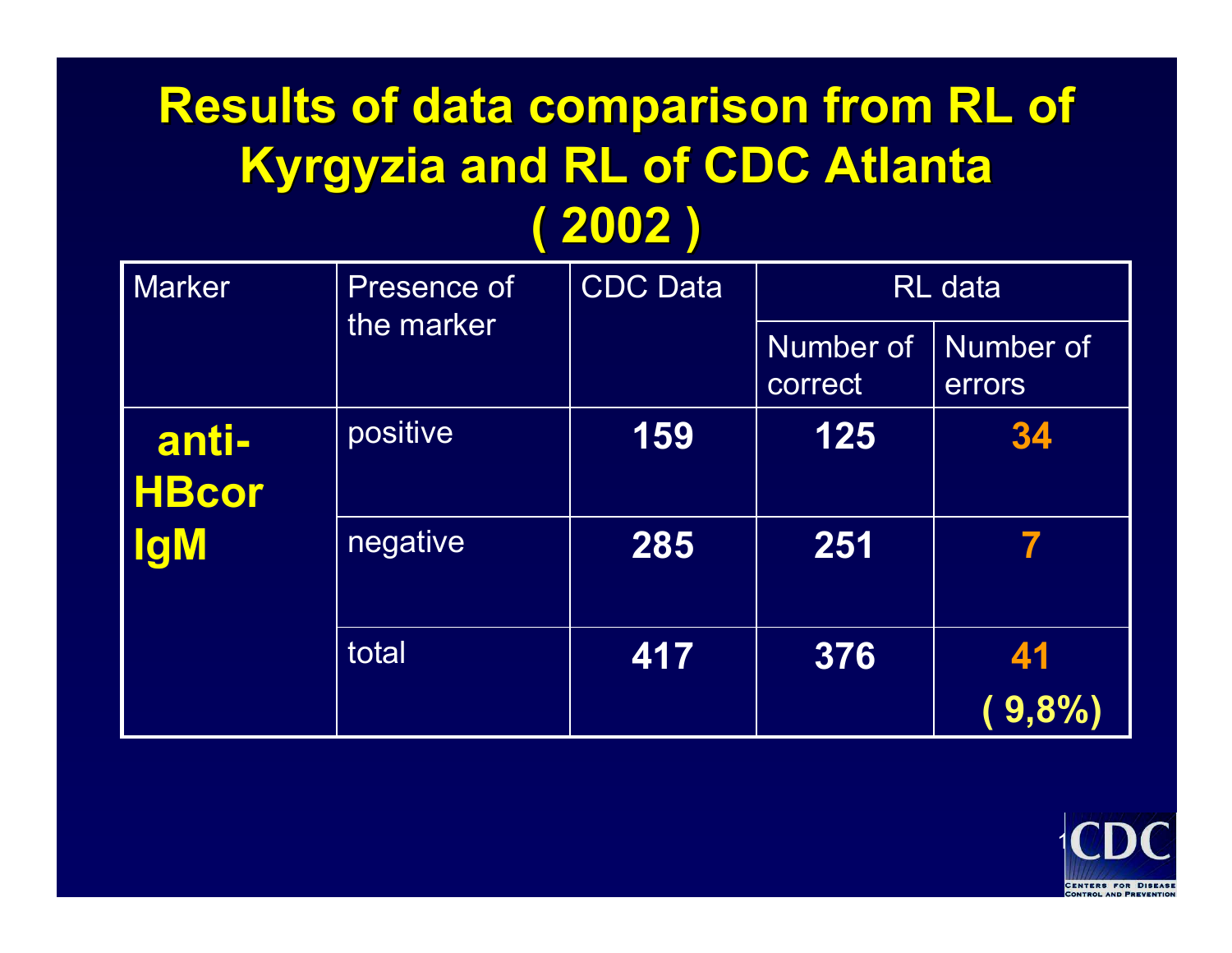# Results of data comparison from RL of Kyrgyzia and RL of CDC Atlanta ( 2002 )

| Marker | Presence of the marker | CDC Data | RL data | |
|---|---|---|---|---|
| | | | Number of correct | Number of errors |
| **anti-HBcor IgM** | positive | **159** | **125** | **34** |
| | negative | **285** | **251** | **7** |
| | total | **417** | **376** | **41 ( 9,8%)** |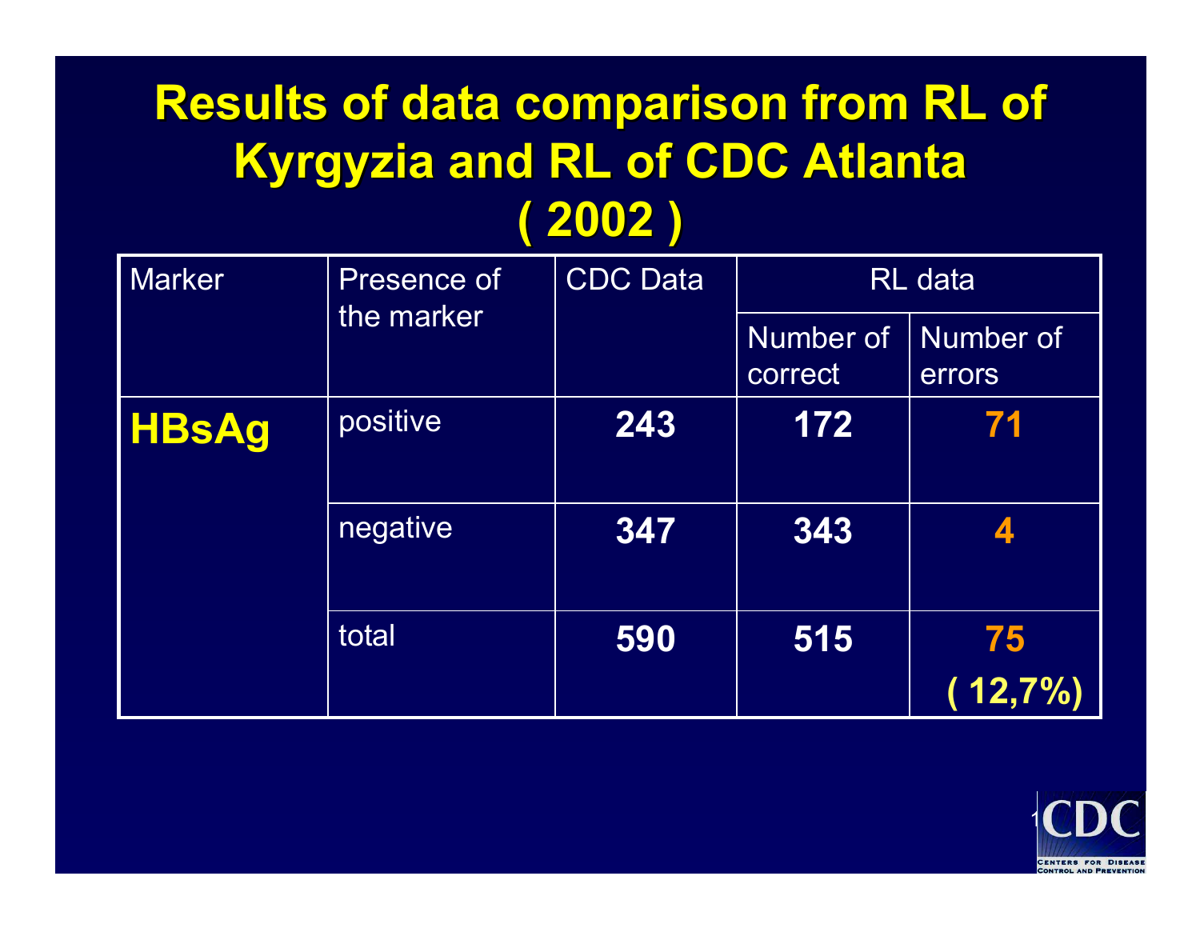# Results of data comparison from RL of Kyrgyzia and RL of CDC Atlanta ( 2002 )

| Marker | Presence of the marker | CDC Data | RL data | |
|---|---|---|---|---|
| | | | Number of correct | Number of errors |
| **HBsAg** | positive | **243** | **172** | **71** |
| | negative | **347** | **343** | **4** |
| | total | **590** | **515** | **75 ( 12,7%)** |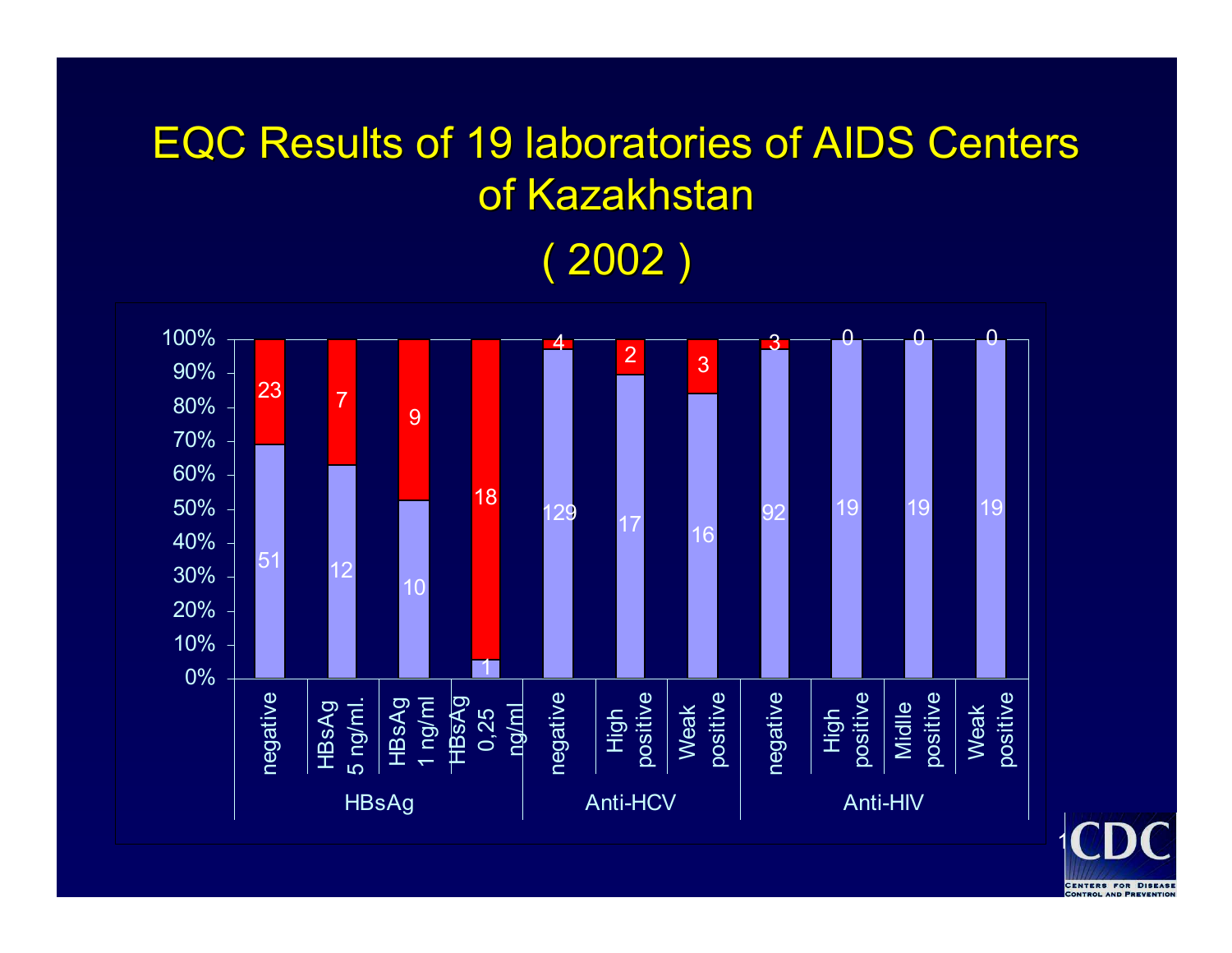# EQC Results of 19 laboratories of AIDS Centers of Kazakhstan

# ( 2002 )

| Group | Sample | Correct (blue) | Incorrect (red) |
|---|---|---|---|
| HBsAg | negative | 51 | 23 |
| HBsAg | HBsAg 5 ng/ml. | 12 | 7 |
| HBsAg | HBsAg 1 ng/ml | 10 | 9 |
| HBsAg | HBsAg 0,25 ng/ml | 1 | 18 |
| Anti-HCV | negative | 129 | 4 |
| Anti-HCV | High positive | 17 | 2 |
| Anti-HCV | Weak positive | 16 | 3 |
| Anti-HIV | negative | 92 | 3 |
| Anti-HIV | High positive | 19 | 0 |
| Anti-HIV | Midlle positive | 19 | 0 |
| Anti-HIV | Weak positive | 19 | 0 |

CDC
CENTERS FOR DISEASE CONTROL AND PREVENTION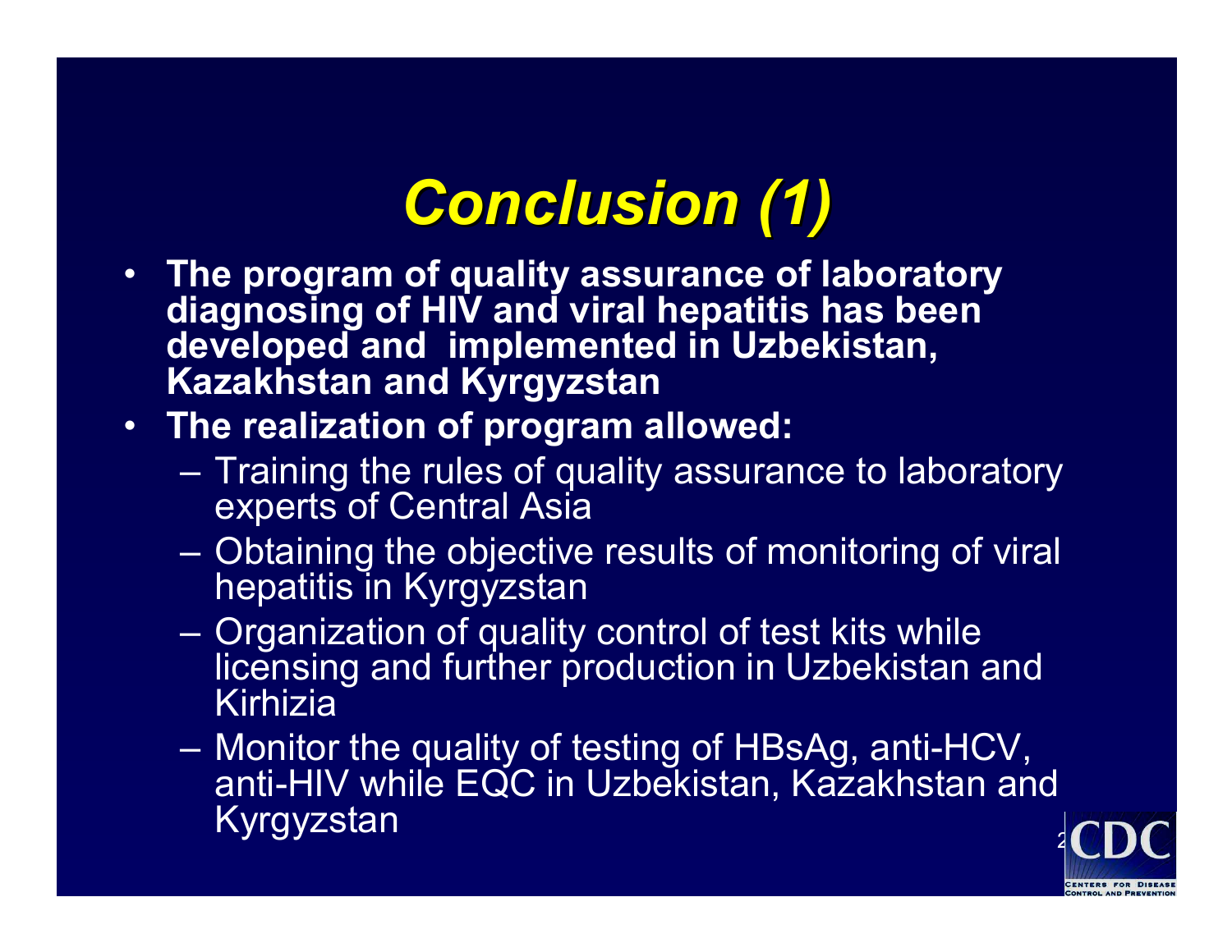# *Conclusion (1)*

- **The program of quality assurance of laboratory diagnosing of HIV and viral hepatitis has been developed and implemented in Uzbekistan, Kazakhstan and Kyrgyzstan**
- **The realization of program allowed:**
  - Training the rules of quality assurance to laboratory experts of Central Asia
  - Obtaining the objective results of monitoring of viral hepatitis in Kyrgyzstan
  - Organization of quality control of test kits while licensing and further production in Uzbekistan and Kirhizia
  - Monitor the quality of testing of HBsAg, anti-HCV, anti-HIV while EQC in Uzbekistan, Kazakhstan and Kyrgyzstan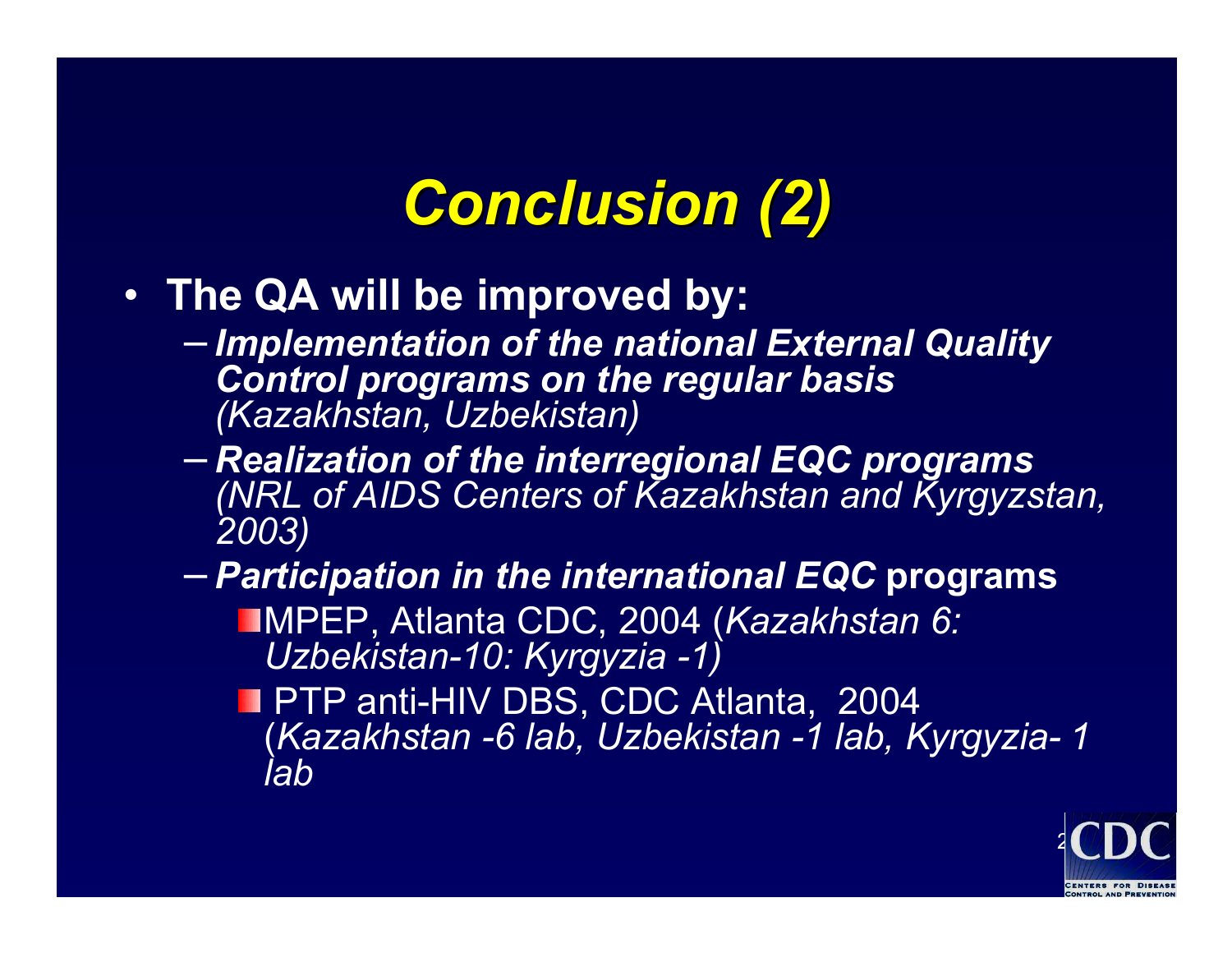# *Conclusion (2)*

- **The QA will be improved by:**
  - ***Implementation of the national External Quality Control programs on the regular basis*** *(Kazakhstan, Uzbekistan)*
  - ***Realization of the interregional EQC programs*** *(NRL of AIDS Centers of Kazakhstan and Kyrgyzstan, 2003)*
  - ***Participation in the international EQC* programs**
    - MPEP, Atlanta CDC, 2004 (*Kazakhstan 6: Uzbekistan-10: Kyrgyzia -1)*
    - PTP anti-HIV DBS, CDC Atlanta, 2004 (*Kazakhstan -6 lab, Uzbekistan -1 lab, Kyrgyzia- 1 lab*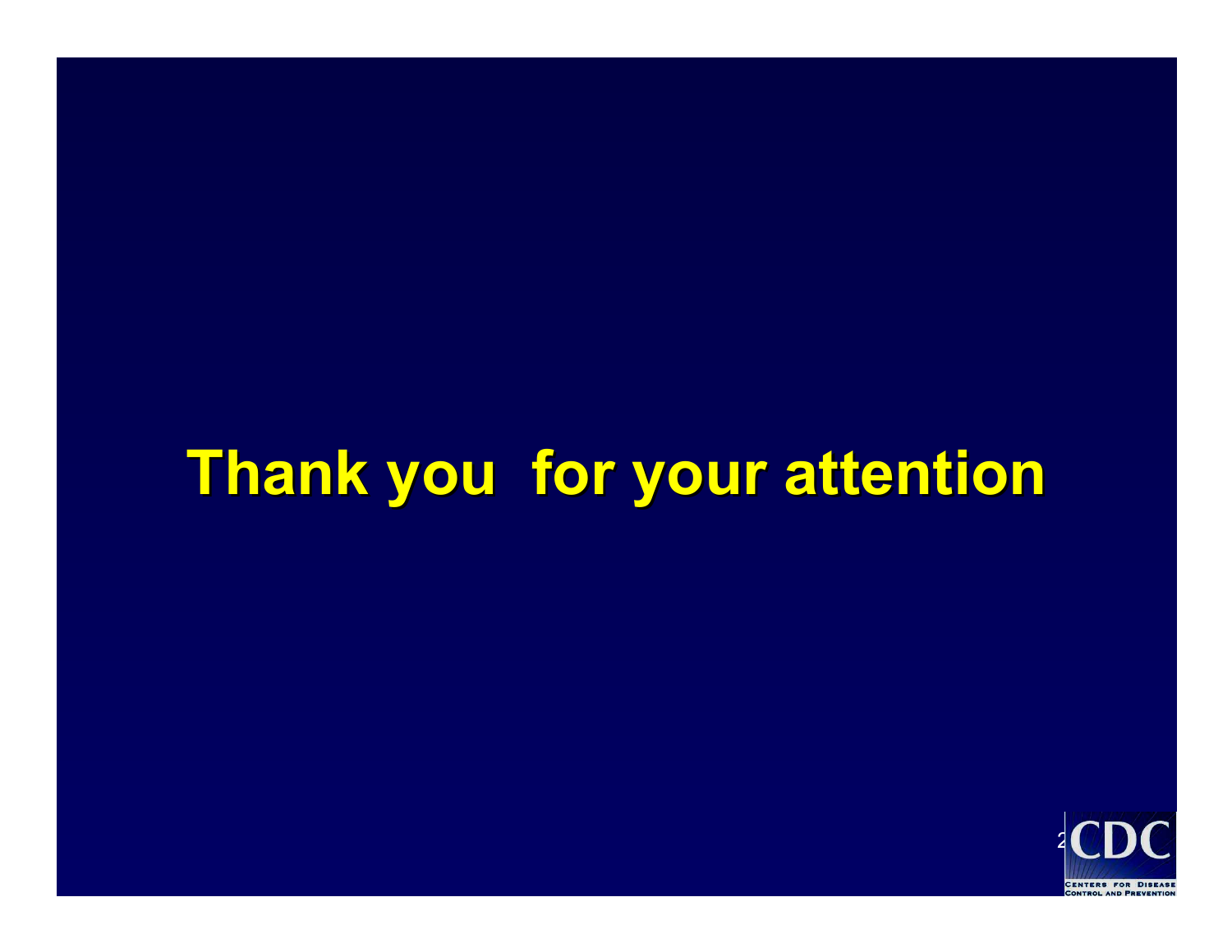# Thank you for your attention